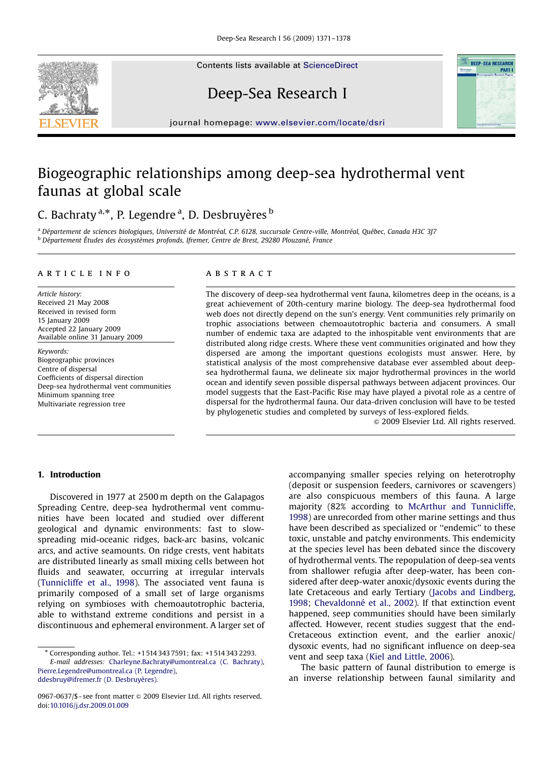# Biogeographic relationships among deep-sea hydrothermal vent faunas at global scale

C. Bachraty [a,*], P. Legendre [a], D. Desbruyères [b]

[a] Département de sciences biologiques, Université de Montréal, C.P. 6128, succursale Centre-ville, Montréal, Québec, Canada H3C 3J7

[b] Département Études des écosystèmes profonds, Ifremer, Centre de Brest, 29280 Plouzané, France

## ARTICLE INFO

*Article history:*
Received 21 May 2008
Received in revised form
15 January 2009
Accepted 22 January 2009
Available online 31 January 2009

*Keywords:*
Biogeographic provinces
Centre of dispersal
Coefficients of dispersal direction
Deep-sea hydrothermal vent communities
Minimum spanning tree
Multivariate regression tree

## ABSTRACT

The discovery of deep-sea hydrothermal vent fauna, kilometres deep in the oceans, is a great achievement of 20th-century marine biology. The deep-sea hydrothermal food web does not directly depend on the sun's energy. Vent communities rely primarily on trophic associations between chemoautotrophic bacteria and consumers. A small number of endemic taxa are adapted to the inhospitable vent environments that are distributed along ridge crests. Where these vent communities originated and how they dispersed are among the important questions ecologists must answer. Here, by statistical analysis of the most comprehensive database ever assembled about deep-sea hydrothermal fauna, we delineate six major hydrothermal provinces in the world ocean and identify seven possible dispersal pathways between adjacent provinces. Our model suggests that the East-Pacific Rise may have played a pivotal role as a centre of dispersal for the hydrothermal fauna. Our data-driven conclusion will have to be tested by phylogenetic studies and completed by surveys of less-explored fields.

© 2009 Elsevier Ltd. All rights reserved.

## 1. Introduction

Discovered in 1977 at 2500 m depth on the Galapagos Spreading Centre, deep-sea hydrothermal vent communities have been located and studied over different geological and dynamic environments: fast to slow-spreading mid-oceanic ridges, back-arc basins, volcanic arcs, and active seamounts. On ridge crests, vent habitats are distributed linearly as small mixing cells between hot fluids and seawater, occurring at irregular intervals (Tunnicliffe et al., 1998). The associated vent fauna is primarily composed of a small set of large organisms relying on symbioses with chemoautotrophic bacteria, able to withstand extreme conditions and persist in a discontinuous and ephemeral environment. A larger set of accompanying smaller species relying on heterotrophy (deposit or suspension feeders, carnivores or scavengers) are also conspicuous members of this fauna. A large majority (82% according to McArthur and Tunnicliffe, 1998) are unrecorded from other marine settings and thus have been described as specialized or "endemic" to these toxic, unstable and patchy environments. This endemicity at the species level has been debated since the discovery of hydrothermal vents. The repopulation of deep-sea vents from shallower refugia after deep-water, has been considered after deep-water anoxic/dysoxic events during the late Cretaceous and early Tertiary (Jacobs and Lindberg, 1998; Chevaldonné et al., 2002). If that extinction event happened, seep communities should have been similarly affected. However, recent studies suggest that the end-Cretaceous extinction event, and the earlier anoxic/dysoxic events, had no significant influence on deep-sea vent and seep taxa (Kiel and Little, 2006).

The basic pattern of faunal distribution to emerge is an inverse relationship between faunal similarity and

---

* Corresponding author. Tel.: +1 514 343 7591; fax: +1 514 343 2293.
*E-mail addresses:* Charleyne.Bachraty@umontreal.ca (C. Bachraty), Pierre.Legendre@umontreal.ca (P. Legendre), ddesbruy@ifremer.fr (D. Desbruyères).

0967-0637/$ - see front matter © 2009 Elsevier Ltd. All rights reserved.
doi:10.1016/j.dsr.2009.01.009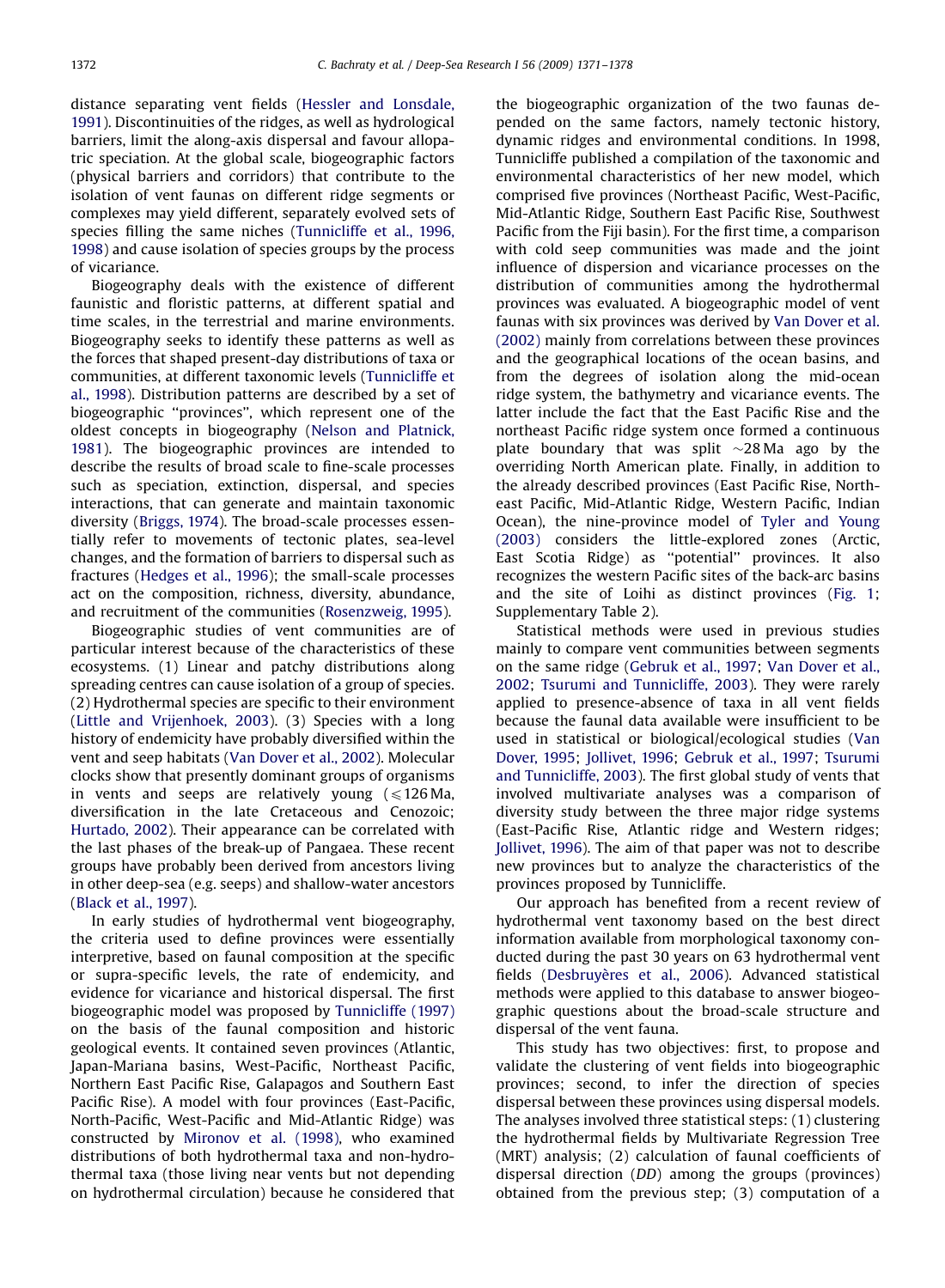distance separating vent fields (Hessler and Lonsdale, 1991). Discontinuities of the ridges, as well as hydrological barriers, limit the along-axis dispersal and favour allopatric speciation. At the global scale, biogeographic factors (physical barriers and corridors) that contribute to the isolation of vent faunas on different ridge segments or complexes may yield different, separately evolved sets of species filling the same niches (Tunnicliffe et al., 1996, 1998) and cause isolation of species groups by the process of vicariance.

Biogeography deals with the existence of different faunistic and floristic patterns, at different spatial and time scales, in the terrestrial and marine environments. Biogeography seeks to identify these patterns as well as the forces that shaped present-day distributions of taxa or communities, at different taxonomic levels (Tunnicliffe et al., 1998). Distribution patterns are described by a set of biogeographic "provinces", which represent one of the oldest concepts in biogeography (Nelson and Platnick, 1981). The biogeographic provinces are intended to describe the results of broad scale to fine-scale processes such as speciation, extinction, dispersal, and species interactions, that can generate and maintain taxonomic diversity (Briggs, 1974). The broad-scale processes essentially refer to movements of tectonic plates, sea-level changes, and the formation of barriers to dispersal such as fractures (Hedges et al., 1996); the small-scale processes act on the composition, richness, diversity, abundance, and recruitment of the communities (Rosenzweig, 1995).

Biogeographic studies of vent communities are of particular interest because of the characteristics of these ecosystems. (1) Linear and patchy distributions along spreading centres can cause isolation of a group of species. (2) Hydrothermal species are specific to their environment (Little and Vrijenhoek, 2003). (3) Species with a long history of endemicity have probably diversified within the vent and seep habitats (Van Dover et al., 2002). Molecular clocks show that presently dominant groups of organisms in vents and seeps are relatively young ($\leqslant$126 Ma, diversification in the late Cretaceous and Cenozoic; Hurtado, 2002). Their appearance can be correlated with the last phases of the break-up of Pangaea. These recent groups have probably been derived from ancestors living in other deep-sea (e.g. seeps) and shallow-water ancestors (Black et al., 1997).

In early studies of hydrothermal vent biogeography, the criteria used to define provinces were essentially interpretive, based on faunal composition at the specific or supra-specific levels, the rate of endemicity, and evidence for vicariance and historical dispersal. The first biogeographic model was proposed by Tunnicliffe (1997) on the basis of the faunal composition and historic geological events. It contained seven provinces (Atlantic, Japan-Mariana basins, West-Pacific, Northeast Pacific, Northern East Pacific Rise, Galapagos and Southern East Pacific Rise). A model with four provinces (East-Pacific, North-Pacific, West-Pacific and Mid-Atlantic Ridge) was constructed by Mironov et al. (1998), who examined distributions of both hydrothermal taxa and non-hydrothermal taxa (those living near vents but not depending on hydrothermal circulation) because he considered that the biogeographic organization of the two faunas depended on the same factors, namely tectonic history, dynamic ridges and environmental conditions. In 1998, Tunnicliffe published a compilation of the taxonomic and environmental characteristics of her new model, which comprised five provinces (Northeast Pacific, West-Pacific, Mid-Atlantic Ridge, Southern East Pacific Rise, Southwest Pacific from the Fiji basin). For the first time, a comparison with cold seep communities was made and the joint influence of dispersion and vicariance processes on the distribution of communities among the hydrothermal provinces was evaluated. A biogeographic model of vent faunas with six provinces was derived by Van Dover et al. (2002) mainly from correlations between these provinces and the geographical locations of the ocean basins, and from the degrees of isolation along the mid-ocean ridge system, the bathymetry and vicariance events. The latter include the fact that the East Pacific Rise and the northeast Pacific ridge system once formed a continuous plate boundary that was split ~28 Ma ago by the overriding North American plate. Finally, in addition to the already described provinces (East Pacific Rise, Northeast Pacific, Mid-Atlantic Ridge, Western Pacific, Indian Ocean), the nine-province model of Tyler and Young (2003) considers the little-explored zones (Arctic, East Scotia Ridge) as "potential" provinces. It also recognizes the western Pacific sites of the back-arc basins and the site of Loihi as distinct provinces (Fig. 1; Supplementary Table 2).

Statistical methods were used in previous studies mainly to compare vent communities between segments on the same ridge (Gebruk et al., 1997; Van Dover et al., 2002; Tsurumi and Tunnicliffe, 2003). They were rarely applied to presence-absence of taxa in all vent fields because the faunal data available were insufficient to be used in statistical or biological/ecological studies (Van Dover, 1995; Jollivet, 1996; Gebruk et al., 1997; Tsurumi and Tunnicliffe, 2003). The first global study of vents that involved multivariate analyses was a comparison of diversity study between the three major ridge systems (East-Pacific Rise, Atlantic ridge and Western ridges; Jollivet, 1996). The aim of that paper was not to describe new provinces but to analyze the characteristics of the provinces proposed by Tunnicliffe.

Our approach has benefited from a recent review of hydrothermal vent taxonomy based on the best direct information available from morphological taxonomy conducted during the past 30 years on 63 hydrothermal vent fields (Desbruyères et al., 2006). Advanced statistical methods were applied to this database to answer biogeographic questions about the broad-scale structure and dispersal of the vent fauna.

This study has two objectives: first, to propose and validate the clustering of vent fields into biogeographic provinces; second, to infer the direction of species dispersal between these provinces using dispersal models. The analyses involved three statistical steps: (1) clustering the hydrothermal fields by Multivariate Regression Tree (MRT) analysis; (2) calculation of faunal coefficients of dispersal direction (*DD*) among the groups (provinces) obtained from the previous step; (3) computation of a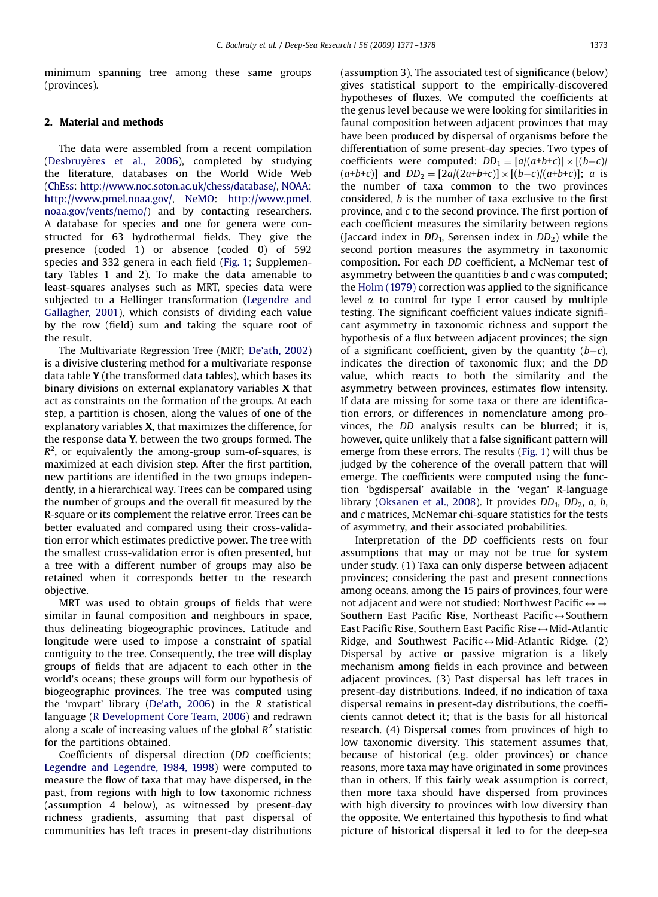minimum spanning tree among these same groups (provinces).

## 2. Material and methods

The data were assembled from a recent compilation (Desbruyères et al., 2006), completed by studying the literature, databases on the World Wide Web (ChEss: http://www.noc.soton.ac.uk/chess/database/, NOAA: http://www.pmel.noaa.gov/, NeMO: http://www.pmel.noaa.gov/vents/nemo/) and by contacting researchers. A database for species and one for genera were constructed for 63 hydrothermal fields. They give the presence (coded 1) or absence (coded 0) of 592 species and 332 genera in each field (Fig. 1; Supplementary Tables 1 and 2). To make the data amenable to least-squares analyses such as MRT, species data were subjected to a Hellinger transformation (Legendre and Gallagher, 2001), which consists of dividing each value by the row (field) sum and taking the square root of the result.

The Multivariate Regression Tree (MRT; De'ath, 2002) is a divisive clustering method for a multivariate response data table **Y** (the transformed data tables), which bases its binary divisions on external explanatory variables **X** that act as constraints on the formation of the groups. At each step, a partition is chosen, along the values of one of the explanatory variables **X**, that maximizes the difference, for the response data **Y**, between the two groups formed. The $R^2$, or equivalently the among-group sum-of-squares, is maximized at each division step. After the first partition, new partitions are identified in the two groups independently, in a hierarchical way. Trees can be compared using the number of groups and the overall fit measured by the R-square or its complement the relative error. Trees can be better evaluated and compared using their cross-validation error which estimates predictive power. The tree with the smallest cross-validation error is often presented, but a tree with a different number of groups may also be retained when it corresponds better to the research objective.

MRT was used to obtain groups of fields that were similar in faunal composition and neighbours in space, thus delineating biogeographic provinces. Latitude and longitude were used to impose a constraint of spatial contiguity to the tree. Consequently, the tree will display groups of fields that are adjacent to each other in the world's oceans; these groups will form our hypothesis of biogeographic provinces. The tree was computed using the 'mvpart' library (De'ath, 2006) in the *R* statistical language (R Development Core Team, 2006) and redrawn along a scale of increasing values of the global $R^2$ statistic for the partitions obtained.

Coefficients of dispersal direction (*DD* coefficients; Legendre and Legendre, 1984, 1998) were computed to measure the flow of taxa that may have dispersed, in the past, from regions with high to low taxonomic richness (assumption 4 below), as witnessed by present-day richness gradients, assuming that past dispersal of communities has left traces in present-day distributions (assumption 3). The associated test of significance (below) gives statistical support to the empirically-discovered hypotheses of fluxes. We computed the coefficients at the genus level because we were looking for similarities in faunal composition between adjacent provinces that may have been produced by dispersal of organisms before the differentiation of some present-day species. Two types of coefficients were computed: $DD_1 = [a/(a+b+c)] \times [(b-c)/(a+b+c)]$ and $DD_2 = [2a/(2a+b+c)] \times [(b-c)/(a+b+c)]$; $a$ is the number of taxa common to the two provinces considered, $b$ is the number of taxa exclusive to the first province, and $c$ to the second province. The first portion of each coefficient measures the similarity between regions (Jaccard index in $DD_1$, Sørensen index in $DD_2$) while the second portion measures the asymmetry in taxonomic composition. For each *DD* coefficient, a McNemar test of asymmetry between the quantities $b$ and $c$ was computed; the Holm (1979) correction was applied to the significance level $\alpha$ to control for type I error caused by multiple testing. The significant coefficient values indicate significant asymmetry in taxonomic richness and support the hypothesis of a flux between adjacent provinces; the sign of a significant coefficient, given by the quantity $(b-c)$, indicates the direction of taxonomic flux; and the *DD* value, which reacts to both the similarity and the asymmetry between provinces, estimates flow intensity. If data are missing for some taxa or there are identification errors, or differences in nomenclature among provinces, the *DD* analysis results can be blurred; it is, however, quite unlikely that a false significant pattern will emerge from these errors. The results (Fig. 1) will thus be judged by the coherence of the overall pattern that will emerge. The coefficients were computed using the function 'bgdispersal' available in the 'vegan' R-language library (Oksanen et al., 2008). It provides $DD_1$, $DD_2$, $a$, $b$, and $c$ matrices, McNemar chi-square statistics for the tests of asymmetry, and their associated probabilities.

Interpretation of the *DD* coefficients rests on four assumptions that may or may not be true for system under study. (1) Taxa can only disperse between adjacent provinces; considering the past and present connections among oceans, among the 15 pairs of provinces, four were not adjacent and were not studied: Northwest Pacific ↔ → Southern East Pacific Rise, Northeast Pacific ↔ Southern East Pacific Rise, Southern East Pacific Rise ↔ Mid-Atlantic Ridge, and Southwest Pacific ↔ Mid-Atlantic Ridge. (2) Dispersal by active or passive migration is a likely mechanism among fields in each province and between adjacent provinces. (3) Past dispersal has left traces in present-day distributions. Indeed, if no indication of taxa dispersal remains in present-day distributions, the coefficients cannot detect it; that is the basis for all historical research. (4) Dispersal comes from provinces of high to low taxonomic diversity. This statement assumes that, because of historical (e.g. older provinces) or chance reasons, more taxa may have originated in some provinces than in others. If this fairly weak assumption is correct, then more taxa should have dispersed from provinces with high diversity to provinces with low diversity than the opposite. We entertained this hypothesis to find what picture of historical dispersal it led to for the deep-sea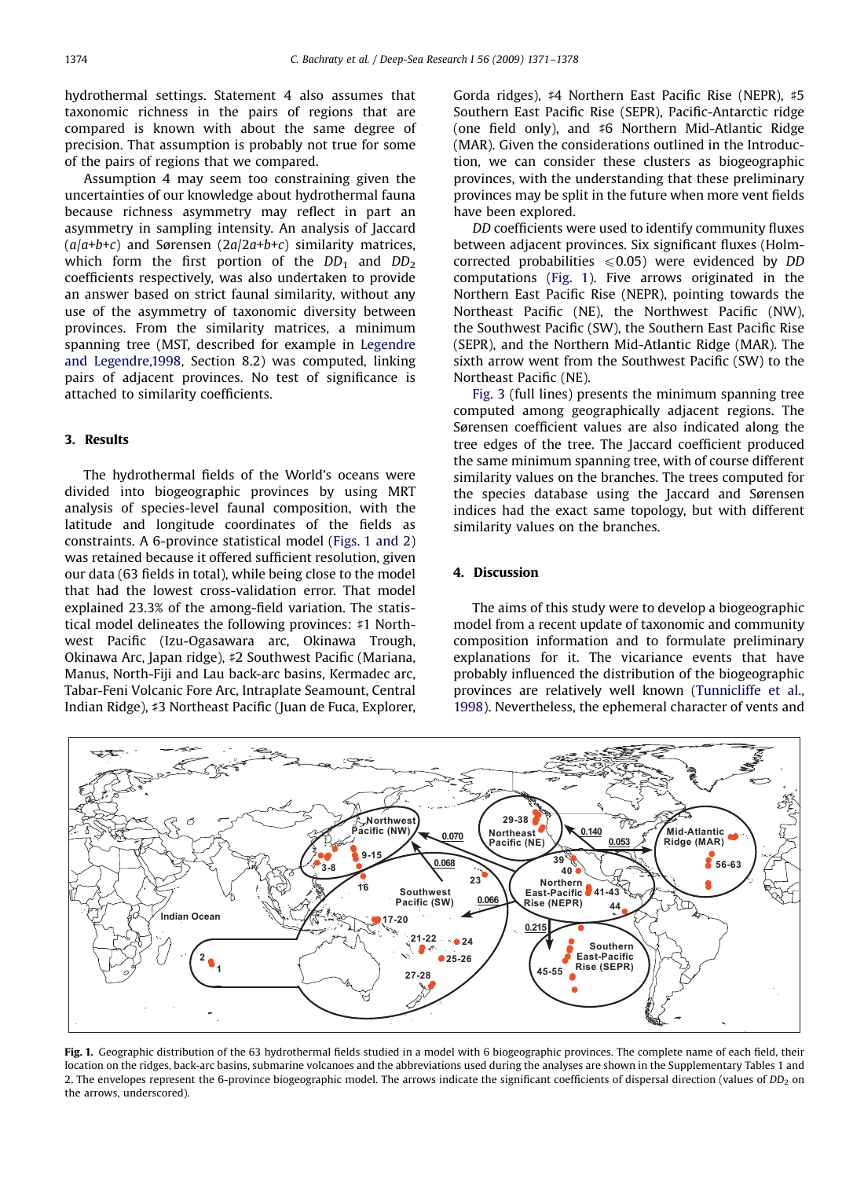hydrothermal settings. Statement 4 also assumes that taxonomic richness in the pairs of regions that are compared is known with about the same degree of precision. That assumption is probably not true for some of the pairs of regions that we compared.

Assumption 4 may seem too constraining given the uncertainties of our knowledge about hydrothermal fauna because richness asymmetry may reflect in part an asymmetry in sampling intensity. An analysis of Jaccard ($a/a+b+c$) and Sørensen ($2a/2a+b+c$) similarity matrices, which form the first portion of the $DD_1$ and $DD_2$ coefficients respectively, was also undertaken to provide an answer based on strict faunal similarity, without any use of the asymmetry of taxonomic diversity between provinces. From the similarity matrices, a minimum spanning tree (MST, described for example in Legendre and Legendre,1998, Section 8.2) was computed, linking pairs of adjacent provinces. No test of significance is attached to similarity coefficients.

## 3. Results

The hydrothermal fields of the World's oceans were divided into biogeographic provinces by using MRT analysis of species-level faunal composition, with the latitude and longitude coordinates of the fields as constraints. A 6-province statistical model (Figs. 1 and 2) was retained because it offered sufficient resolution, given our data (63 fields in total), while being close to the model that had the lowest cross-validation error. That model explained 23.3% of the among-field variation. The statistical model delineates the following provinces: ♯1 Northwest Pacific (Izu-Ogasawara arc, Okinawa Trough, Okinawa Arc, Japan ridge), ♯2 Southwest Pacific (Mariana, Manus, North-Fiji and Lau back-arc basins, Kermadec arc, Tabar-Feni Volcanic Fore Arc, Intraplate Seamount, Central Indian Ridge), ♯3 Northeast Pacific (Juan de Fuca, Explorer, Gorda ridges), ♯4 Northern East Pacific Rise (NEPR), ♯5 Southern East Pacific Rise (SEPR), Pacific-Antarctic ridge (one field only), and ♯6 Northern Mid-Atlantic Ridge (MAR). Given the considerations outlined in the Introduction, we can consider these clusters as biogeographic provinces, with the understanding that these preliminary provinces may be split in the future when more vent fields have been explored.

*DD* coefficients were used to identify community fluxes between adjacent provinces. Six significant fluxes (Holm-corrected probabilities $\leqslant 0.05$) were evidenced by *DD* computations (Fig. 1). Five arrows originated in the Northern East Pacific Rise (NEPR), pointing towards the Northeast Pacific (NE), the Northwest Pacific (NW), the Southwest Pacific (SW), the Southern East Pacific Rise (SEPR), and the Northern Mid-Atlantic Ridge (MAR). The sixth arrow went from the Southwest Pacific (SW) to the Northeast Pacific (NE).

Fig. 3 (full lines) presents the minimum spanning tree computed among geographically adjacent regions. The Sørensen coefficient values are also indicated along the tree edges of the tree. The Jaccard coefficient produced the same minimum spanning tree, with of course different similarity values on the branches. The trees computed for the species database using the Jaccard and Sørensen indices had the exact same topology, but with different similarity values on the branches.

## 4. Discussion

The aims of this study were to develop a biogeographic model from a recent update of taxonomic and community composition information and to formulate preliminary explanations for it. The vicariance events that have probably influenced the distribution of the biogeographic provinces are relatively well known (Tunnicliffe et al., 1998). Nevertheless, the ephemeral character of vents and

**Fig. 1.** Geographic distribution of the 63 hydrothermal fields studied in a model with 6 biogeographic provinces. The complete name of each field, their location on the ridges, back-arc basins, submarine volcanoes and the abbreviations used during the analyses are shown in the Supplementary Tables 1 and 2. The envelopes represent the 6-province biogeographic model. The arrows indicate the significant coefficients of dispersal direction (values of $DD_2$ on the arrows, underscored).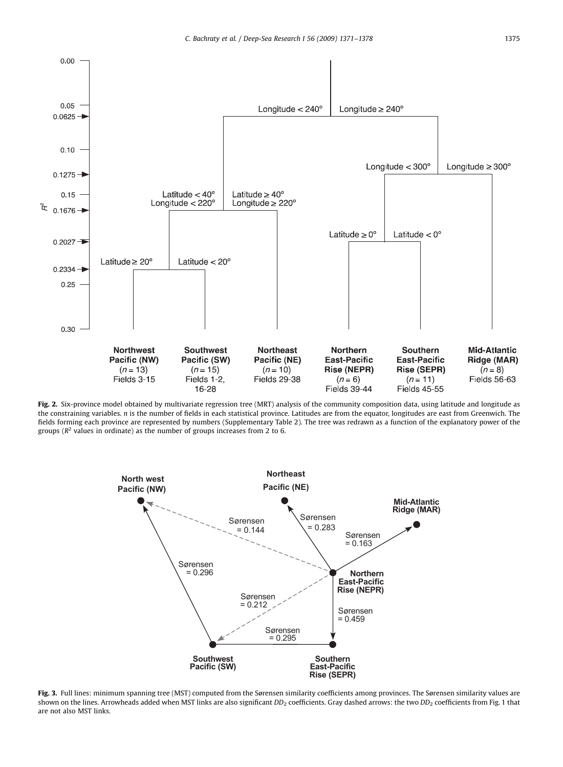**Fig. 2.** Six-province model obtained by multivariate regression tree (MRT) analysis of the community composition data, using latitude and longitude as the constraining variables. *n* is the number of fields in each statistical province. Latitudes are from the equator, longitudes are east from Greenwich. The fields forming each province are represented by numbers (Supplementary Table 2). The tree was redrawn as a function of the explanatory power of the groups ($R^2$ values in ordinate) as the number of groups increases from 2 to 6.

**Fig. 3.** Full lines: minimum spanning tree (MST) computed from the Sørensen similarity coefficients among provinces. The Sørensen similarity values are shown on the lines. Arrowheads added when MST links are also significant $DD_2$ coefficients. Gray dashed arrows: the two $DD_2$ coefficients from Fig. 1 that are not also MST links.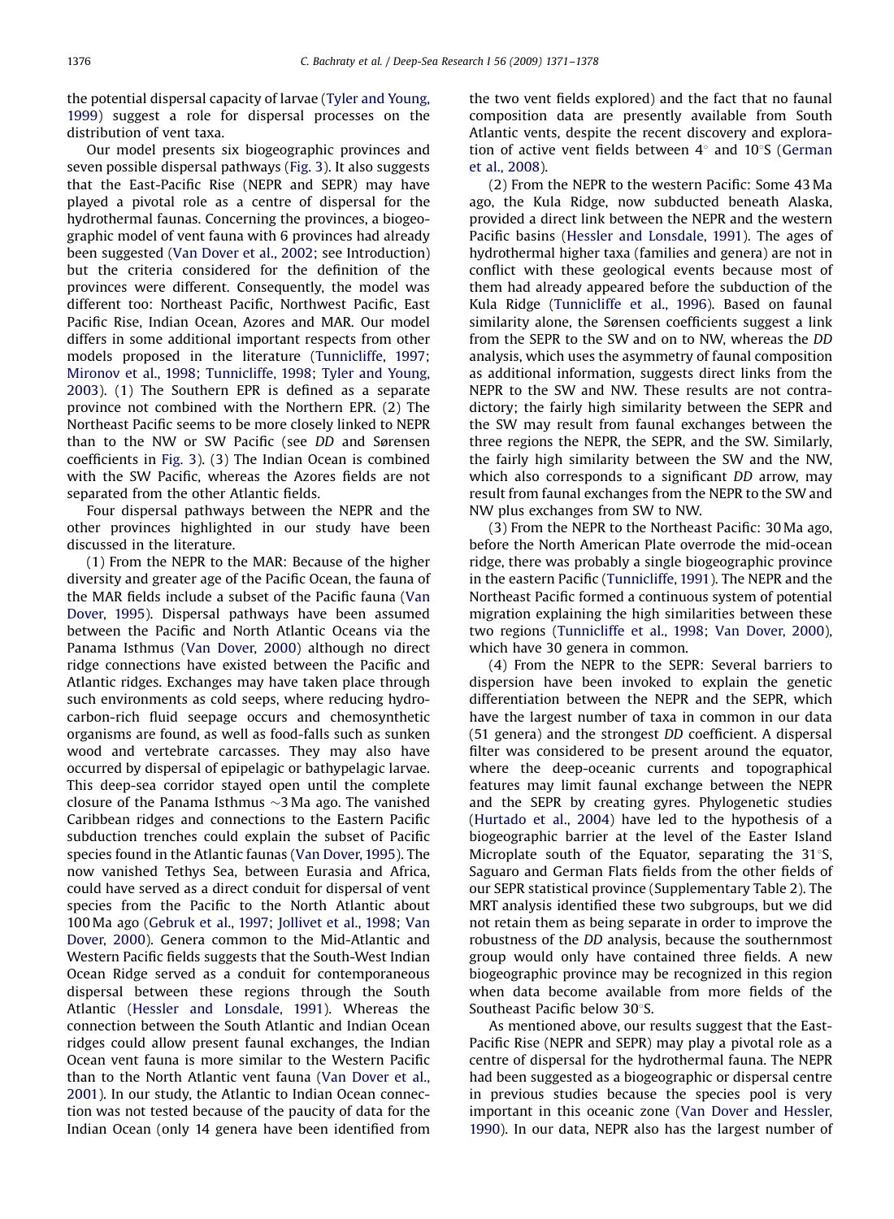the potential dispersal capacity of larvae (Tyler and Young, 1999) suggest a role for dispersal processes on the distribution of vent taxa.

Our model presents six biogeographic provinces and seven possible dispersal pathways (Fig. 3). It also suggests that the East-Pacific Rise (NEPR and SEPR) may have played a pivotal role as a centre of dispersal for the hydrothermal faunas. Concerning the provinces, a biogeographic model of vent fauna with 6 provinces had already been suggested (Van Dover et al., 2002; see Introduction) but the criteria considered for the definition of the provinces were different. Consequently, the model was different too: Northeast Pacific, Northwest Pacific, East Pacific Rise, Indian Ocean, Azores and MAR. Our model differs in some additional important respects from other models proposed in the literature (Tunnicliffe, 1997; Mironov et al., 1998; Tunnicliffe, 1998; Tyler and Young, 2003). (1) The Southern EPR is defined as a separate province not combined with the Northern EPR. (2) The Northeast Pacific seems to be more closely linked to NEPR than to the NW or SW Pacific (see *DD* and Sørensen coefficients in Fig. 3). (3) The Indian Ocean is combined with the SW Pacific, whereas the Azores fields are not separated from the other Atlantic fields.

Four dispersal pathways between the NEPR and the other provinces highlighted in our study have been discussed in the literature.

(1) From the NEPR to the MAR: Because of the higher diversity and greater age of the Pacific Ocean, the fauna of the MAR fields include a subset of the Pacific fauna (Van Dover, 1995). Dispersal pathways have been assumed between the Pacific and North Atlantic Oceans via the Panama Isthmus (Van Dover, 2000) although no direct ridge connections have existed between the Pacific and Atlantic ridges. Exchanges may have taken place through such environments as cold seeps, where reducing hydrocarbon-rich fluid seepage occurs and chemosynthetic organisms are found, as well as food-falls such as sunken wood and vertebrate carcasses. They may also have occurred by dispersal of epipelagic or bathypelagic larvae. This deep-sea corridor stayed open until the complete closure of the Panama Isthmus ~3 Ma ago. The vanished Caribbean ridges and connections to the Eastern Pacific subduction trenches could explain the subset of Pacific species found in the Atlantic faunas (Van Dover, 1995). The now vanished Tethys Sea, between Eurasia and Africa, could have served as a direct conduit for dispersal of vent species from the Pacific to the North Atlantic about 100 Ma ago (Gebruk et al., 1997; Jollivet et al., 1998; Van Dover, 2000). Genera common to the Mid-Atlantic and Western Pacific fields suggests that the South-West Indian Ocean Ridge served as a conduit for contemporaneous dispersal between these regions through the South Atlantic (Hessler and Lonsdale, 1991). Whereas the connection between the South Atlantic and Indian Ocean ridges could allow present faunal exchanges, the Indian Ocean vent fauna is more similar to the Western Pacific than to the North Atlantic vent fauna (Van Dover et al., 2001). In our study, the Atlantic to Indian Ocean connection was not tested because of the paucity of data for the Indian Ocean (only 14 genera have been identified from the two vent fields explored) and the fact that no faunal composition data are presently available from South Atlantic vents, despite the recent discovery and exploration of active vent fields between 4° and 10°S (German et al., 2008).

(2) From the NEPR to the western Pacific: Some 43 Ma ago, the Kula Ridge, now subducted beneath Alaska, provided a direct link between the NEPR and the western Pacific basins (Hessler and Lonsdale, 1991). The ages of hydrothermal higher taxa (families and genera) are not in conflict with these geological events because most of them had already appeared before the subduction of the Kula Ridge (Tunnicliffe et al., 1996). Based on faunal similarity alone, the Sørensen coefficients suggest a link from the SEPR to the SW and on to NW, whereas the *DD* analysis, which uses the asymmetry of faunal composition as additional information, suggests direct links from the NEPR to the SW and NW. These results are not contradictory; the fairly high similarity between the SEPR and the SW may result from faunal exchanges between the three regions the NEPR, the SEPR, and the SW. Similarly, the fairly high similarity between the SW and the NW, which also corresponds to a significant *DD* arrow, may result from faunal exchanges from the NEPR to the SW and NW plus exchanges from SW to NW.

(3) From the NEPR to the Northeast Pacific: 30 Ma ago, before the North American Plate overrode the mid-ocean ridge, there was probably a single biogeographic province in the eastern Pacific (Tunnicliffe, 1991). The NEPR and the Northeast Pacific formed a continuous system of potential migration explaining the high similarities between these two regions (Tunnicliffe et al., 1998; Van Dover, 2000), which have 30 genera in common.

(4) From the NEPR to the SEPR: Several barriers to dispersion have been invoked to explain the genetic differentiation between the NEPR and the SEPR, which have the largest number of taxa in common in our data (51 genera) and the strongest *DD* coefficient. A dispersal filter was considered to be present around the equator, where the deep-oceanic currents and topographical features may limit faunal exchange between the NEPR and the SEPR by creating gyres. Phylogenetic studies (Hurtado et al., 2004) have led to the hypothesis of a biogeographic barrier at the level of the Easter Island Microplate south of the Equator, separating the 31°S, Saguaro and German Flats fields from the other fields of our SEPR statistical province (Supplementary Table 2). The MRT analysis identified these two subgroups, but we did not retain them as being separate in order to improve the robustness of the *DD* analysis, because the southernmost group would only have contained three fields. A new biogeographic province may be recognized in this region when data become available from more fields of the Southeast Pacific below 30°S.

As mentioned above, our results suggest that the East-Pacific Rise (NEPR and SEPR) may play a pivotal role as a centre of dispersal for the hydrothermal fauna. The NEPR had been suggested as a biogeographic or dispersal centre in previous studies because the species pool is very important in this oceanic zone (Van Dover and Hessler, 1990). In our data, NEPR also has the largest number of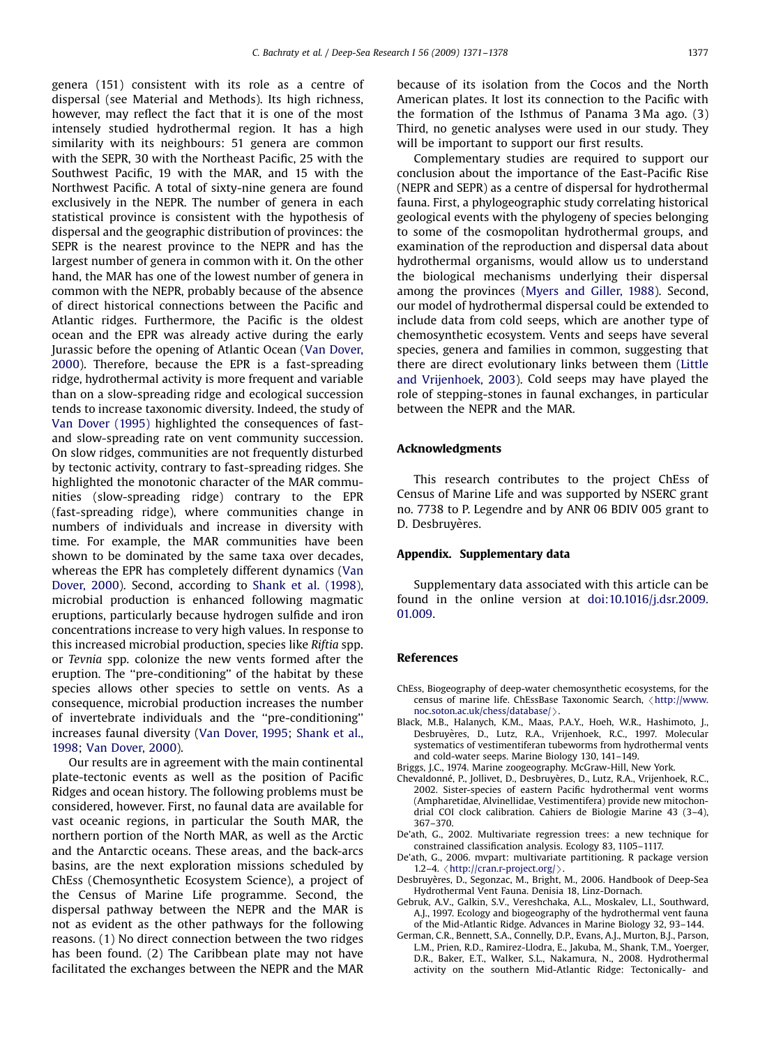genera (151) consistent with its role as a centre of dispersal (see Material and Methods). Its high richness, however, may reflect the fact that it is one of the most intensely studied hydrothermal region. It has a high similarity with its neighbours: 51 genera are common with the SEPR, 30 with the Northeast Pacific, 25 with the Southwest Pacific, 19 with the MAR, and 15 with the Northwest Pacific. A total of sixty-nine genera are found exclusively in the NEPR. The number of genera in each statistical province is consistent with the hypothesis of dispersal and the geographic distribution of provinces: the SEPR is the nearest province to the NEPR and has the largest number of genera in common with it. On the other hand, the MAR has one of the lowest number of genera in common with the NEPR, probably because of the absence of direct historical connections between the Pacific and Atlantic ridges. Furthermore, the Pacific is the oldest ocean and the EPR was already active during the early Jurassic before the opening of Atlantic Ocean (Van Dover, 2000). Therefore, because the EPR is a fast-spreading ridge, hydrothermal activity is more frequent and variable than on a slow-spreading ridge and ecological succession tends to increase taxonomic diversity. Indeed, the study of Van Dover (1995) highlighted the consequences of fast- and slow-spreading rate on vent community succession. On slow ridges, communities are not frequently disturbed by tectonic activity, contrary to fast-spreading ridges. She highlighted the monotonic character of the MAR communities (slow-spreading ridge) contrary to the EPR (fast-spreading ridge), where communities change in numbers of individuals and increase in diversity with time. For example, the MAR communities have been shown to be dominated by the same taxa over decades, whereas the EPR has completely different dynamics (Van Dover, 2000). Second, according to Shank et al. (1998), microbial production is enhanced following magmatic eruptions, particularly because hydrogen sulfide and iron concentrations increase to very high values. In response to this increased microbial production, species like *Riftia* spp. or *Tevnia* spp. colonize the new vents formed after the eruption. The "pre-conditioning" of the habitat by these species allows other species to settle on vents. As a consequence, microbial production increases the number of invertebrate individuals and the "pre-conditioning" increases faunal diversity (Van Dover, 1995; Shank et al., 1998; Van Dover, 2000).

Our results are in agreement with the main continental plate-tectonic events as well as the position of Pacific Ridges and ocean history. The following problems must be considered, however. First, no faunal data are available for vast oceanic regions, in particular the South MAR, the northern portion of the North MAR, as well as the Arctic and the Antarctic oceans. These areas, and the back-arcs basins, are the next exploration missions scheduled by ChEss (Chemosynthetic Ecosystem Science), a project of the Census of Marine Life programme. Second, the dispersal pathway between the NEPR and the MAR is not as evident as the other pathways for the following reasons. (1) No direct connection between the two ridges has been found. (2) The Caribbean plate may not have facilitated the exchanges between the NEPR and the MAR because of its isolation from the Cocos and the North American plates. It lost its connection to the Pacific with the formation of the Isthmus of Panama 3 Ma ago. (3) Third, no genetic analyses were used in our study. They will be important to support our first results.

Complementary studies are required to support our conclusion about the importance of the East-Pacific Rise (NEPR and SEPR) as a centre of dispersal for hydrothermal fauna. First, a phylogeographic study correlating historical geological events with the phylogeny of species belonging to some of the cosmopolitan hydrothermal groups, and examination of the reproduction and dispersal data about hydrothermal organisms, would allow us to understand the biological mechanisms underlying their dispersal among the provinces (Myers and Giller, 1988). Second, our model of hydrothermal dispersal could be extended to include data from cold seeps, which are another type of chemosynthetic ecosystem. Vents and seeps have several species, genera and families in common, suggesting that there are direct evolutionary links between them (Little and Vrijenhoek, 2003). Cold seeps may have played the role of stepping-stones in faunal exchanges, in particular between the NEPR and the MAR.

## Acknowledgments

This research contributes to the project ChEss of Census of Marine Life and was supported by NSERC grant no. 7738 to P. Legendre and by ANR 06 BDIV 005 grant to D. Desbruyères.

## Appendix. Supplementary data

Supplementary data associated with this article can be found in the online version at doi:10.1016/j.dsr.2009.01.009.

## References

ChEss, Biogeography of deep-water chemosynthetic ecosystems, for the census of marine life. ChEssBase Taxonomic Search, ⟨http://www.noc.soton.ac.uk/chess/database/⟩.

Black, M.B., Halanych, K.M., Maas, P.A.Y., Hoeh, W.R., Hashimoto, J., Desbruyères, D., Lutz, R.A., Vrijenhoek, R.C., 1997. Molecular systematics of vestimentiferan tubeworms from hydrothermal vents and cold-water seeps. Marine Biology 130, 141–149.

Briggs, J.C., 1974. Marine zoogeography. McGraw-Hill, New York.

Chevaldonné, P., Jollivet, D., Desbruyères, D., Lutz, R.A., Vrijenhoek, R.C., 2002. Sister-species of eastern Pacific hydrothermal vent worms (Ampharetidae, Alvinellidae, Vestimentifera) provide new mitochondrial COI clock calibration. Cahiers de Biologie Marine 43 (3–4), 367–370.

De'ath, G., 2002. Multivariate regression trees: a new technique for constrained classification analysis. Ecology 83, 1105–1117.

De'ath, G., 2006. mvpart: multivariate partitioning. R package version 1.2–4. ⟨http://cran.r-project.org/⟩.

Desbruyères, D., Segonzac, M., Bright, M., 2006. Handbook of Deep-Sea Hydrothermal Vent Fauna. Denisia 18, Linz-Dornach.

Gebruk, A.V., Galkin, S.V., Vereshchaka, A.L., Moskalev, L.I., Southward, A.J., 1997. Ecology and biogeography of the hydrothermal vent fauna of the Mid-Atlantic Ridge. Advances in Marine Biology 32, 93–144.

German, C.R., Bennett, S.A., Connelly, D.P., Evans, A.J., Murton, B.J., Parson, L.M., Prien, R.D., Ramirez-Llodra, E., Jakuba, M., Shank, T.M., Yoerger, D.R., Baker, E.T., Walker, S.L., Nakamura, N., 2008. Hydrothermal activity on the southern Mid-Atlantic Ridge: Tectonically- and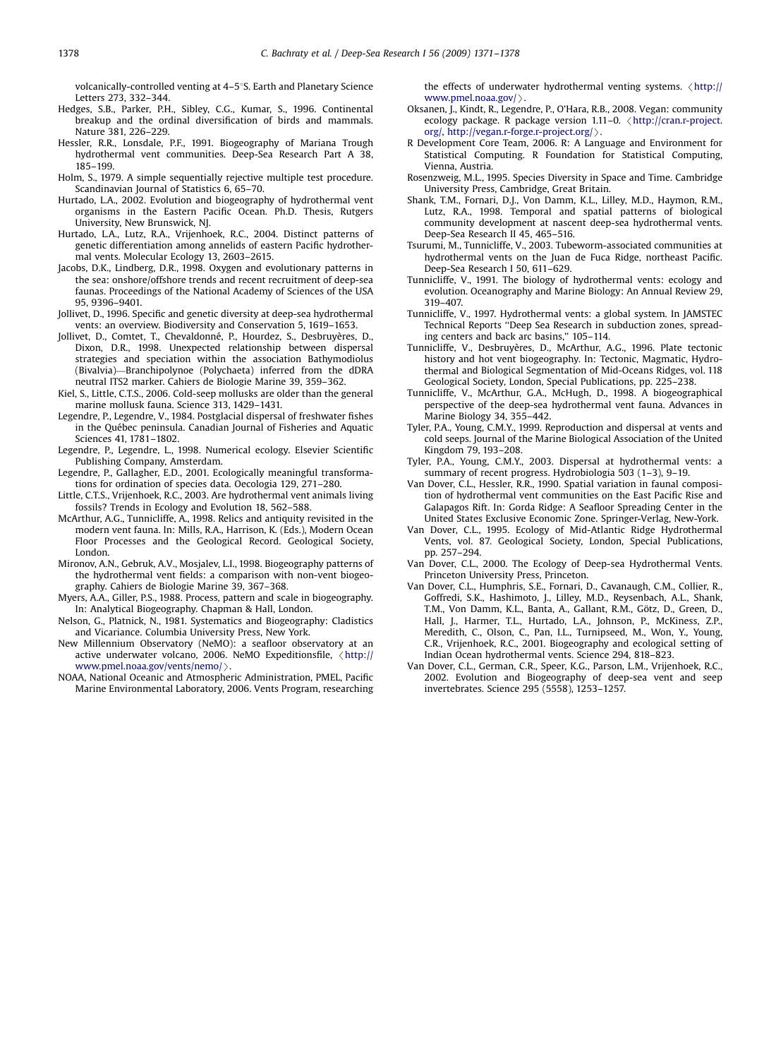volcanically-controlled venting at 4–5°S. Earth and Planetary Science Letters 273, 332–344.

Hedges, S.B., Parker, P.H., Sibley, C.G., Kumar, S., 1996. Continental breakup and the ordinal diversification of birds and mammals. Nature 381, 226–229.

Hessler, R.R., Lonsdale, P.F., 1991. Biogeography of Mariana Trough hydrothermal vent communities. Deep-Sea Research Part A 38, 185–199.

Holm, S., 1979. A simple sequentially rejective multiple test procedure. Scandinavian Journal of Statistics 6, 65–70.

Hurtado, L.A., 2002. Evolution and biogeography of hydrothermal vent organisms in the Eastern Pacific Ocean. Ph.D. Thesis, Rutgers University, New Brunswick, NJ.

Hurtado, L.A., Lutz, R.A., Vrijenhoek, R.C., 2004. Distinct patterns of genetic differentiation among annelids of eastern Pacific hydrothermal vents. Molecular Ecology 13, 2603–2615.

Jacobs, D.K., Lindberg, D.R., 1998. Oxygen and evolutionary patterns in the sea: onshore/offshore trends and recent recruitment of deep-sea faunas. Proceedings of the National Academy of Sciences of the USA 95, 9396–9401.

Jollivet, D., 1996. Specific and genetic diversity at deep-sea hydrothermal vents: an overview. Biodiversity and Conservation 5, 1619–1653.

Jollivet, D., Comtet, T., Chevaldonné, P., Hourdez, S., Desbruyères, D., Dixon, D.R., 1998. Unexpected relationship between dispersal strategies and speciation within the association Bathymodiolus (Bivalvia)—Branchipolynoe (Polychaeta) inferred from the dDRA neutral ITS2 marker. Cahiers de Biologie Marine 39, 359–362.

Kiel, S., Little, C.T.S., 2006. Cold-seep mollusks are older than the general marine mollusk fauna. Science 313, 1429–1431.

Legendre, P., Legendre, V., 1984. Postglacial dispersal of freshwater fishes in the Québec peninsula. Canadian Journal of Fisheries and Aquatic Sciences 41, 1781–1802.

Legendre, P., Legendre, L., 1998. Numerical ecology. Elsevier Scientific Publishing Company, Amsterdam.

Legendre, P., Gallagher, E.D., 2001. Ecologically meaningful transformations for ordination of species data. Oecologia 129, 271–280.

Little, C.T.S., Vrijenhoek, R.C., 2003. Are hydrothermal vent animals living fossils? Trends in Ecology and Evolution 18, 562–588.

McArthur, A.G., Tunnicliffe, A., 1998. Relics and antiquity revisited in the modern vent fauna. In: Mills, R.A., Harrison, K. (Eds.), Modern Ocean Floor Processes and the Geological Record. Geological Society, London.

Mironov, A.N., Gebruk, A.V., Mosjalev, L.I., 1998. Biogeography patterns of the hydrothermal vent fields: a comparison with non-vent biogeography. Cahiers de Biologie Marine 39, 367–368.

Myers, A.A., Giller, P.S., 1988. Process, pattern and scale in biogeography. In: Analytical Biogeography. Chapman & Hall, London.

Nelson, G., Platnick, N., 1981. Systematics and Biogeography: Cladistics and Vicariance. Columbia University Press, New York.

New Millennium Observatory (NeMO): a seafloor observatory at an active underwater volcano, 2006. NeMO Expeditionsfile, ⟨http://www.pmel.noaa.gov/vents/nemo/⟩.

NOAA, National Oceanic and Atmospheric Administration, PMEL, Pacific Marine Environmental Laboratory, 2006. Vents Program, researching the effects of underwater hydrothermal venting systems. ⟨http://www.pmel.noaa.gov/⟩.

Oksanen, J., Kindt, R., Legendre, P., O'Hara, R.B., 2008. Vegan: community ecology package. R package version 1.11–0. ⟨http://cran.r-project.org/, http://vegan.r-forge.r-project.org/⟩.

R Development Core Team, 2006. R: A Language and Environment for Statistical Computing. R Foundation for Statistical Computing, Vienna, Austria.

Rosenzweig, M.L., 1995. Species Diversity in Space and Time. Cambridge University Press, Cambridge, Great Britain.

Shank, T.M., Fornari, D.J., Von Damm, K.L., Lilley, M.D., Haymon, R.M., Lutz, R.A., 1998. Temporal and spatial patterns of biological community development at nascent deep-sea hydrothermal vents. Deep-Sea Research II 45, 465–516.

Tsurumi, M., Tunnicliffe, V., 2003. Tubeworm-associated communities at hydrothermal vents on the Juan de Fuca Ridge, northeast Pacific. Deep-Sea Research I 50, 611–629.

Tunnicliffe, V., 1991. The biology of hydrothermal vents: ecology and evolution. Oceanography and Marine Biology: An Annual Review 29, 319–407.

Tunnicliffe, V., 1997. Hydrothermal vents: a global system. In JAMSTEC Technical Reports "Deep Sea Research in subduction zones, spreading centers and back arc basins," 105–114.

Tunnicliffe, V., Desbruyères, D., McArthur, A.G., 1996. Plate tectonic history and hot vent biogeography. In: Tectonic, Magmatic, Hydrothermal and Biological Segmentation of Mid-Oceans Ridges, vol. 118 Geological Society, London, Special Publications, pp. 225–238.

Tunnicliffe, V., McArthur, G.A., McHugh, D., 1998. A biogeographical perspective of the deep-sea hydrothermal vent fauna. Advances in Marine Biology 34, 355–442.

Tyler, P.A., Young, C.M.Y., 1999. Reproduction and dispersal at vents and cold seeps. Journal of the Marine Biological Association of the United Kingdom 79, 193–208.

Tyler, P.A., Young, C.M.Y., 2003. Dispersal at hydrothermal vents: a summary of recent progress. Hydrobiologia 503 (1–3), 9–19.

Van Dover, C.L., Hessler, R.R., 1990. Spatial variation in faunal composition of hydrothermal vent communities on the East Pacific Rise and Galapagos Rift. In: Gorda Ridge: A Seafloor Spreading Center in the United States Exclusive Economic Zone. Springer-Verlag, New-York.

Van Dover, C.L., 1995. Ecology of Mid-Atlantic Ridge Hydrothermal Vents, vol. 87. Geological Society, London, Special Publications, pp. 257–294.

Van Dover, C.L., 2000. The Ecology of Deep-sea Hydrothermal Vents. Princeton University Press, Princeton.

Van Dover, C.L., Humphris, S.E., Fornari, D., Cavanaugh, C.M., Collier, R., Goffredi, S.K., Hashimoto, J., Lilley, M.D., Reysenbach, A.L., Shank, T.M., Von Damm, K.L., Banta, A., Gallant, R.M., Götz, D., Green, D., Hall, J., Harmer, T.L., Hurtado, L.A., Johnson, P., McKiness, Z.P., Meredith, C., Olson, C., Pan, I.L., Turnipseed, M., Won, Y., Young, C.R., Vrijenhoek, R.C., 2001. Biogeography and ecological setting of Indian Ocean hydrothermal vents. Science 294, 818–823.

Van Dover, C.L., German, C.R., Speer, K.G., Parson, L.M., Vrijenhoek, R.C., 2002. Evolution and Biogeography of deep-sea vent and seep invertebrates. Science 295 (5558), 1253–1257.